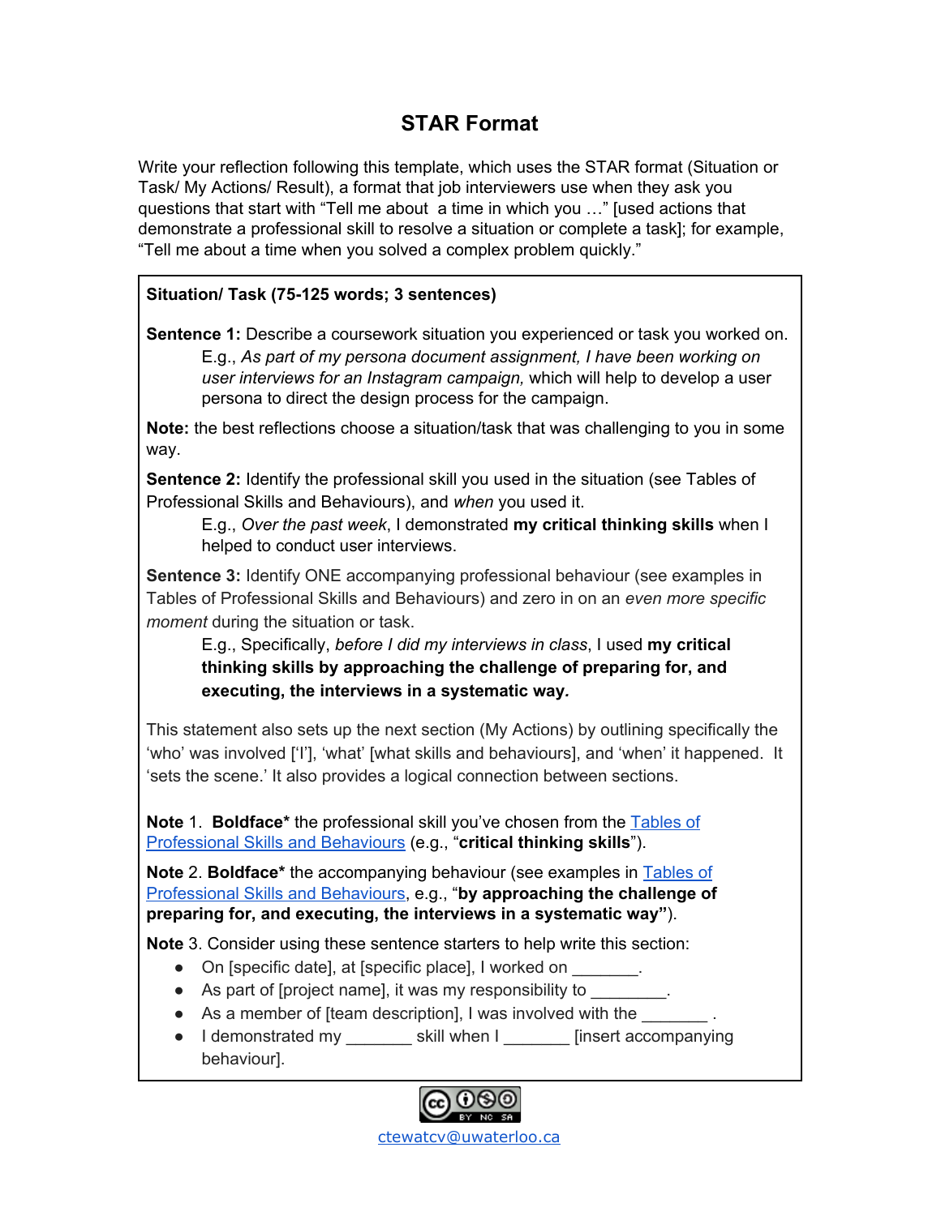# STAR Format

Write your reflection following this template, which uses the STAR format (Situation or Task/ My Actions/ Result), a format that job interviewers use when they ask you questions that start with "Tell me about a time in which you …" [used actions that demonstrate a professional skill to resolve a situation or complete a task]; for example, "Tell me about a time when you solved a complex problem quickly."

**Situation/ Task (75-125 words; 3 sentences)**

**Sentence 1:** Describe a coursework situation you experienced or task you worked on.

> E.g., *As part of my persona document assignment, I have been working on user interviews for an Instagram campaign,* which will help to develop a user persona to direct the design process for the campaign.

**Note:** the best reflections choose a situation/task that was challenging to you in some way.

**Sentence 2:** Identify the professional skill you used in the situation (see Tables of Professional Skills and Behaviours), and *when* you used it.

> E.g., *Over the past week*, I demonstrated **my critical thinking skills** when I helped to conduct user interviews.

**Sentence 3:** Identify ONE accompanying professional behaviour (see examples in Tables of Professional Skills and Behaviours) and zero in on an *even more specific moment* during the situation or task.

> E.g., Specifically, *before I did my interviews in class*, I used **my critical thinking skills by approaching the challenge of preparing for, and executing, the interviews in a systematic way.**

This statement also sets up the next section (My Actions) by outlining specifically the 'who' was involved ['I'], 'what' [what skills and behaviours], and 'when' it happened. It 'sets the scene.' It also provides a logical connection between sections.

**Note** 1. **Boldface*** the professional skill you've chosen from the Tables of Professional Skills and Behaviours (e.g., "**critical thinking skills**").

**Note** 2. **Boldface*** the accompanying behaviour (see examples in Tables of Professional Skills and Behaviours, e.g., "**by approaching the challenge of preparing for, and executing, the interviews in a systematic way"**).

**Note** 3. Consider using these sentence starters to help write this section:

- On [specific date], at [specific place], I worked on _______.
- As part of [project name], it was my responsibility to ________.
- As a member of [team description], I was involved with the _______ .
- I demonstrated my _______ skill when I _______ [insert accompanying behaviour].

ctewatcv@uwaterloo.ca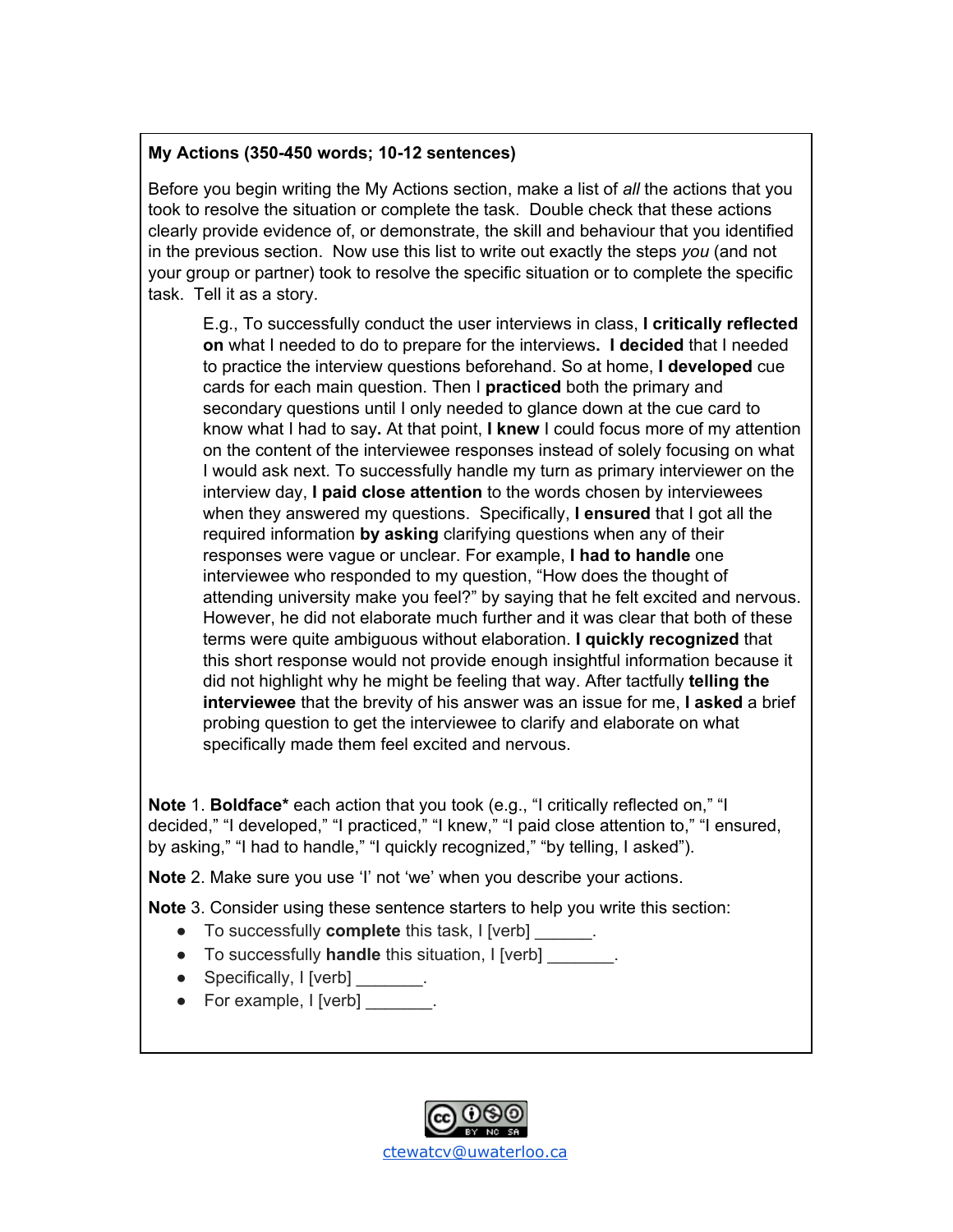**My Actions (350-450 words; 10-12 sentences)**

Before you begin writing the My Actions section, make a list of *all* the actions that you took to resolve the situation or complete the task. Double check that these actions clearly provide evidence of, or demonstrate, the skill and behaviour that you identified in the previous section. Now use this list to write out exactly the steps *you* (and not your group or partner) took to resolve the specific situation or to complete the specific task. Tell it as a story.

> E.g., To successfully conduct the user interviews in class, **I critically reflected on** what I needed to do to prepare for the interviews. **I decided** that I needed to practice the interview questions beforehand. So at home, **I developed** cue cards for each main question. Then I **practiced** both the primary and secondary questions until I only needed to glance down at the cue card to know what I had to say**.** At that point, **I knew** I could focus more of my attention on the content of the interviewee responses instead of solely focusing on what I would ask next. To successfully handle my turn as primary interviewer on the interview day, **I paid close attention** to the words chosen by interviewees when they answered my questions. Specifically, **I ensured** that I got all the required information **by asking** clarifying questions when any of their responses were vague or unclear. For example, **I had to handle** one interviewee who responded to my question, "How does the thought of attending university make you feel?" by saying that he felt excited and nervous. However, he did not elaborate much further and it was clear that both of these terms were quite ambiguous without elaboration. **I quickly recognized** that this short response would not provide enough insightful information because it did not highlight why he might be feeling that way. After tactfully **telling the interviewee** that the brevity of his answer was an issue for me, **I asked** a brief probing question to get the interviewee to clarify and elaborate on what specifically made them feel excited and nervous.

**Note** 1. **Boldface*** each action that you took (e.g., "I critically reflected on," "I decided," "I developed," "I practiced," "I knew," "I paid close attention to," "I ensured, by asking," "I had to handle," "I quickly recognized," "by telling, I asked").

**Note** 2. Make sure you use 'I' not 'we' when you describe your actions.

**Note** 3. Consider using these sentence starters to help you write this section:

- To successfully **complete** this task, I [verb] ______.
- To successfully **handle** this situation, I [verb] _______.
- Specifically, I [verb] _______.
- For example, I [verb] _______.

ctewatcv@uwaterloo.ca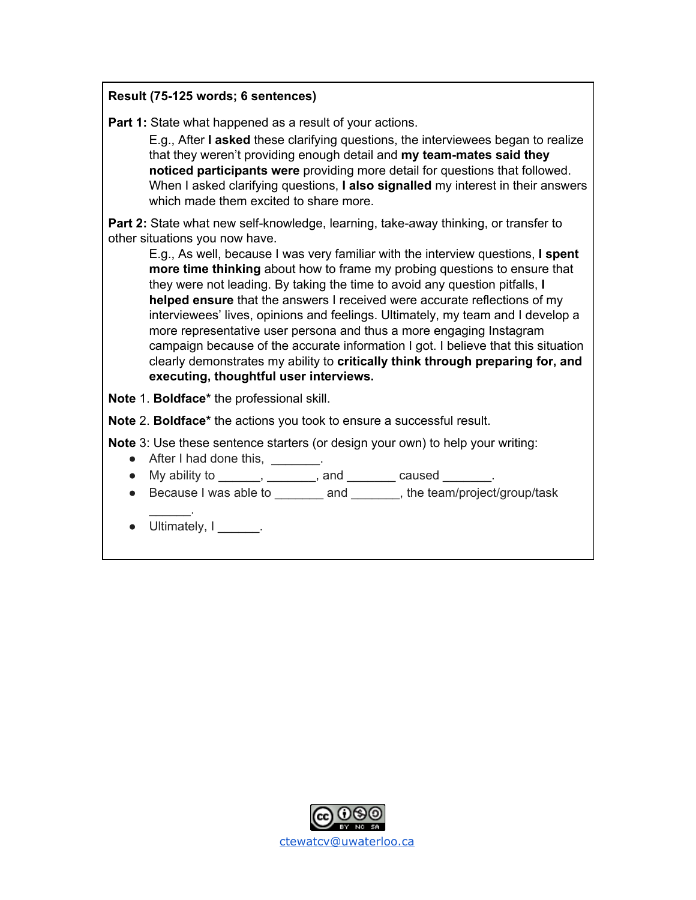**Result (75-125 words; 6 sentences)**

**Part 1:** State what happened as a result of your actions.

> E.g., After **I asked** these clarifying questions, the interviewees began to realize that they weren't providing enough detail and **my team-mates said they noticed participants were** providing more detail for questions that followed. When I asked clarifying questions, **I also signalled** my interest in their answers which made them excited to share more.

**Part 2:** State what new self-knowledge, learning, take-away thinking, or transfer to other situations you now have.

> E.g., As well, because I was very familiar with the interview questions, **I spent more time thinking** about how to frame my probing questions to ensure that they were not leading. By taking the time to avoid any question pitfalls, **I helped ensure** that the answers I received were accurate reflections of my interviewees' lives, opinions and feelings. Ultimately, my team and I develop a more representative user persona and thus a more engaging Instagram campaign because of the accurate information I got. I believe that this situation clearly demonstrates my ability to **critically think through preparing for, and executing, thoughtful user interviews.**

**Note** 1. **Boldface*** the professional skill.

**Note** 2. **Boldface*** the actions you took to ensure a successful result.

**Note** 3: Use these sentence starters (or design your own) to help your writing:

- After I had done this, _______.
- My ability to ______, _______, and _______ caused _______.
- Because I was able to _______ and _______, the team/project/group/task ______.
- Ultimately, I ______.

ctewatcv@uwaterloo.ca